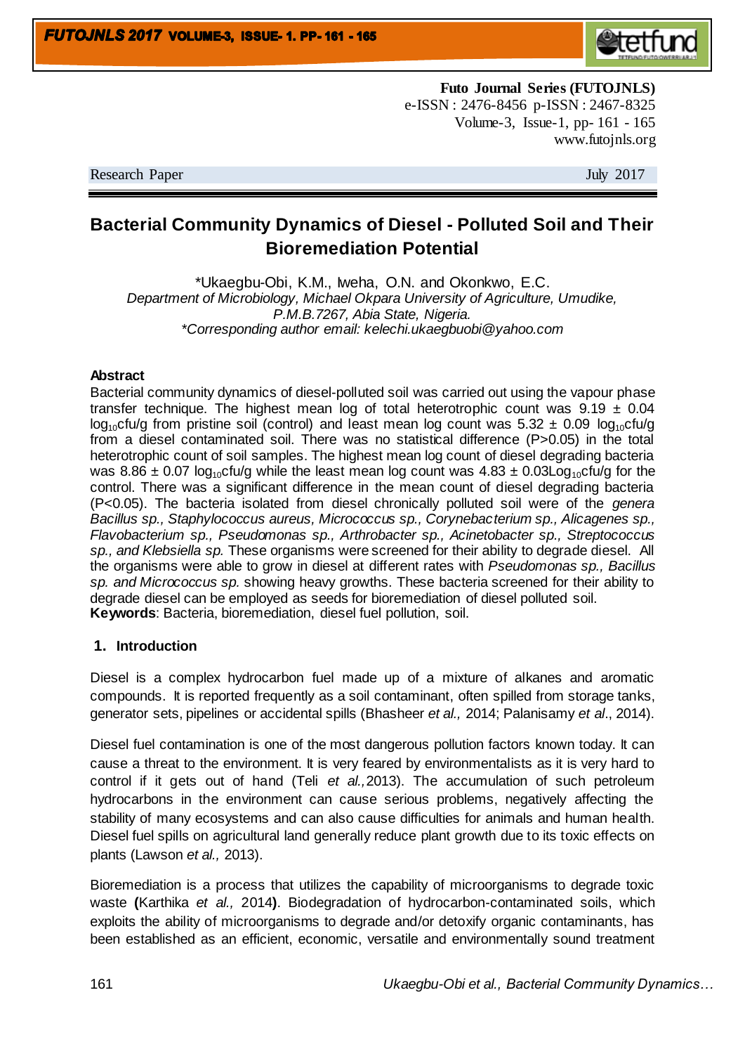**Futo Journal Series (FUTOJNLS)**
e-ISSN : 2476-8456 p-ISSN : 2467-8325
Volume-3, Issue-1, pp- 161 - 165
www.futojnls.org

Research Paper July 2017

# Bacterial Community Dynamics of Diesel - Polluted Soil and Their Bioremediation Potential

*Ukaegbu-Obi, K.M., Iweha, O.N. and Okonkwo, E.C.
*Department of Microbiology, Michael Okpara University of Agriculture, Umudike, P.M.B.7267, Abia State, Nigeria.*
**Corresponding author email: kelechi.ukaegbuobi@yahoo.com*

## Abstract

Bacterial community dynamics of diesel-polluted soil was carried out using the vapour phase transfer technique. The highest mean log of total heterotrophic count was 9.19 ± 0.04 $\log_{10}$cfu/g from pristine soil (control) and least mean log count was 5.32 ± 0.09 $\log_{10}$cfu/g from a diesel contaminated soil. There was no statistical difference ($P>0.05$) in the total heterotrophic count of soil samples. The highest mean log count of diesel degrading bacteria was 8.86 ± 0.07 $\log_{10}$cfu/g while the least mean log count was 4.83 ± 0.03$\text{Log}_{10}$cfu/g for the control. There was a significant difference in the mean count of diesel degrading bacteria ($P<0.05$). The bacteria isolated from diesel chronically polluted soil were of the *genera Bacillus sp., Staphylococcus aureus, Micrococcus sp., Corynebacterium sp., Alicagenes sp., Flavobacterium sp., Pseudomonas sp., Arthrobacter sp., Acinetobacter sp., Streptococcus sp., and Klebsiella sp.* These organisms were screened for their ability to degrade diesel. All the organisms were able to grow in diesel at different rates with *Pseudomonas sp., Bacillus sp. and Micrococcus sp.* showing heavy growths. These bacteria screened for their ability to degrade diesel can be employed as seeds for bioremediation of diesel polluted soil.

**Keywords**: Bacteria, bioremediation, diesel fuel pollution, soil.

## 1. Introduction

Diesel is a complex hydrocarbon fuel made up of a mixture of alkanes and aromatic compounds. It is reported frequently as a soil contaminant, often spilled from storage tanks, generator sets, pipelines or accidental spills (Bhasheer *et al.,* 2014; Palanisamy *et al*., 2014).

Diesel fuel contamination is one of the most dangerous pollution factors known today. It can cause a threat to the environment. It is very feared by environmentalists as it is very hard to control if it gets out of hand (Teli *et al.,*2013). The accumulation of such petroleum hydrocarbons in the environment can cause serious problems, negatively affecting the stability of many ecosystems and can also cause difficulties for animals and human health. Diesel fuel spills on agricultural land generally reduce plant growth due to its toxic effects on plants (Lawson *et al.,* 2013).

Bioremediation is a process that utilizes the capability of microorganisms to degrade toxic waste **(**Karthika *et al.,* 2014**)**. Biodegradation of hydrocarbon-contaminated soils, which exploits the ability of microorganisms to degrade and/or detoxify organic contaminants, has been established as an efficient, economic, versatile and environmentally sound treatment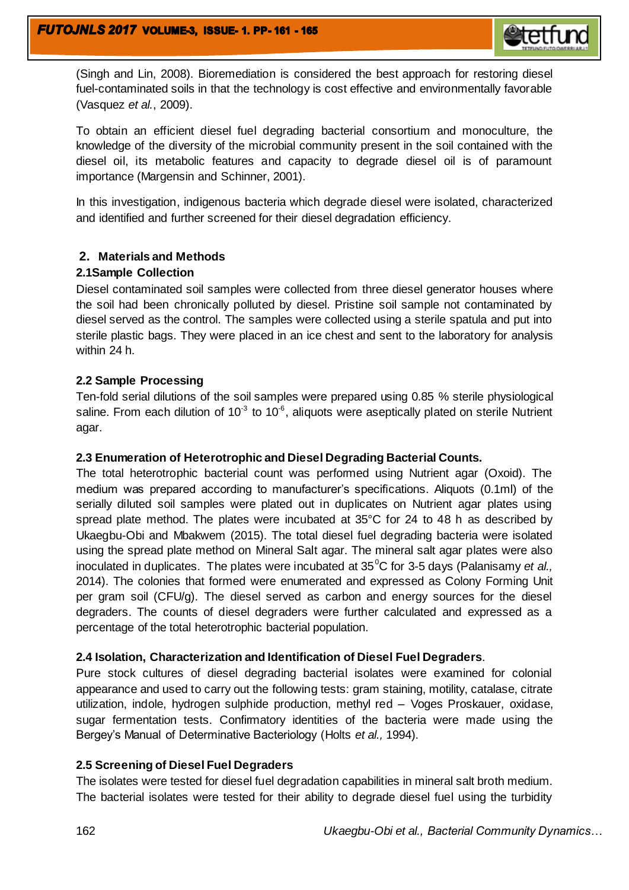(Singh and Lin, 2008). Bioremediation is considered the best approach for restoring diesel fuel-contaminated soils in that the technology is cost effective and environmentally favorable (Vasquez *et al.*, 2009).

To obtain an efficient diesel fuel degrading bacterial consortium and monoculture, the knowledge of the diversity of the microbial community present in the soil contained with the diesel oil, its metabolic features and capacity to degrade diesel oil is of paramount importance (Margensin and Schinner, 2001).

In this investigation, indigenous bacteria which degrade diesel were isolated, characterized and identified and further screened for their diesel degradation efficiency.

## 2. Materials and Methods

### 2.1Sample Collection

Diesel contaminated soil samples were collected from three diesel generator houses where the soil had been chronically polluted by diesel. Pristine soil sample not contaminated by diesel served as the control. The samples were collected using a sterile spatula and put into sterile plastic bags. They were placed in an ice chest and sent to the laboratory for analysis within 24 h.

### 2.2 Sample Processing

Ten-fold serial dilutions of the soil samples were prepared using 0.85 % sterile physiological saline. From each dilution of $10^{-3}$ to $10^{-6}$, aliquots were aseptically plated on sterile Nutrient agar.

### 2.3 Enumeration of Heterotrophic and Diesel Degrading Bacterial Counts.

The total heterotrophic bacterial count was performed using Nutrient agar (Oxoid). The medium was prepared according to manufacturer's specifications. Aliquots (0.1ml) of the serially diluted soil samples were plated out in duplicates on Nutrient agar plates using spread plate method. The plates were incubated at 35°C for 24 to 48 h as described by Ukaegbu-Obi and Mbakwem (2015). The total diesel fuel degrading bacteria were isolated using the spread plate method on Mineral Salt agar. The mineral salt agar plates were also inoculated in duplicates. The plates were incubated at $35^{0}$C for 3-5 days (Palanisamy *et al.,* 2014). The colonies that formed were enumerated and expressed as Colony Forming Unit per gram soil (CFU/g). The diesel served as carbon and energy sources for the diesel degraders. The counts of diesel degraders were further calculated and expressed as a percentage of the total heterotrophic bacterial population.

### 2.4 Isolation, Characterization and Identification of Diesel Fuel Degraders.

Pure stock cultures of diesel degrading bacterial isolates were examined for colonial appearance and used to carry out the following tests: gram staining, motility, catalase, citrate utilization, indole, hydrogen sulphide production, methyl red – Voges Proskauer, oxidase, sugar fermentation tests. Confirmatory identities of the bacteria were made using the Bergey's Manual of Determinative Bacteriology (Holts *et al.,* 1994).

### 2.5 Screening of Diesel Fuel Degraders

The isolates were tested for diesel fuel degradation capabilities in mineral salt broth medium. The bacterial isolates were tested for their ability to degrade diesel fuel using the turbidity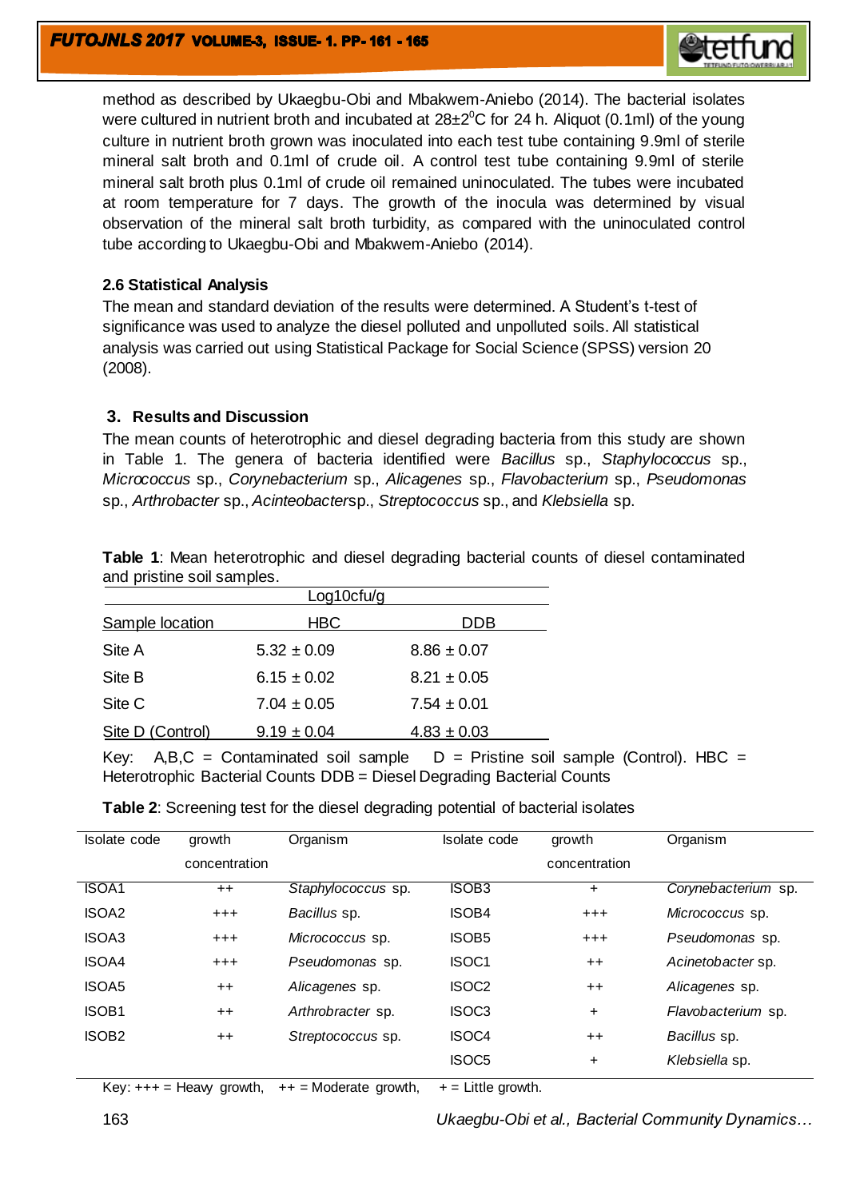method as described by Ukaegbu-Obi and Mbakwem-Aniebo (2014). The bacterial isolates were cultured in nutrient broth and incubated at $28\pm2^0$C for 24 h. Aliquot (0.1ml) of the young culture in nutrient broth grown was inoculated into each test tube containing 9.9ml of sterile mineral salt broth and 0.1ml of crude oil. A control test tube containing 9.9ml of sterile mineral salt broth plus 0.1ml of crude oil remained uninoculated. The tubes were incubated at room temperature for 7 days. The growth of the inocula was determined by visual observation of the mineral salt broth turbidity, as compared with the uninoculated control tube according to Ukaegbu-Obi and Mbakwem-Aniebo (2014).

### 2.6 Statistical Analysis

The mean and standard deviation of the results were determined. A Student's t-test of significance was used to analyze the diesel polluted and unpolluted soils. All statistical analysis was carried out using Statistical Package for Social Science (SPSS) version 20 (2008).

## 3. Results and Discussion

The mean counts of heterotrophic and diesel degrading bacteria from this study are shown in Table 1. The genera of bacteria identified were *Bacillus* sp., *Staphylococcus* sp., *Micrococcus* sp., *Corynebacterium* sp., *Alicagenes* sp., *Flavobacterium* sp., *Pseudomonas* sp., *Arthrobacter* sp., *Acinteobacter*sp., *Streptococcus* sp., and *Klebsiella* sp.

**Table 1**: Mean heterotrophic and diesel degrading bacterial counts of diesel contaminated and pristine soil samples.

| | Log10cfu/g | |
|---|---|---|
| Sample location | HBC | DDB |
| Site A | 5.32 ± 0.09 | 8.86 ± 0.07 |
| Site B | 6.15 ± 0.02 | 8.21 ± 0.05 |
| Site C | 7.04 ± 0.05 | 7.54 ± 0.01 |
| Site D (Control) | 9.19 ± 0.04 | 4.83 ± 0.03 |

Key: A,B,C = Contaminated soil sample D = Pristine soil sample (Control). HBC = Heterotrophic Bacterial Counts DDB = Diesel Degrading Bacterial Counts

**Table 2**: Screening test for the diesel degrading potential of bacterial isolates

| Isolate code | growth concentration | Organism | Isolate code | growth concentration | Organism |
|---|---|---|---|---|---|
| ISOA1 | ++ | *Staphylococcus* sp. | ISOB3 | + | *Corynebacterium* sp. |
| ISOA2 | +++ | *Bacillus* sp. | ISOB4 | +++ | *Micrococcus* sp. |
| ISOA3 | +++ | *Micrococcus* sp. | ISOB5 | +++ | *Pseudomonas* sp. |
| ISOA4 | +++ | *Pseudomonas* sp. | ISOC1 | ++ | *Acinetobacter* sp. |
| ISOA5 | ++ | *Alicagenes* sp. | ISOC2 | ++ | *Alicagenes* sp. |
| ISOB1 | ++ | *Arthrobracter* sp. | ISOC3 | + | *Flavobacterium* sp. |
| ISOB2 | ++ | *Streptococcus* sp. | ISOC4 | ++ | *Bacillus* sp. |
| | | | ISOC5 | + | *Klebsiella* sp. |

Key: +++ = Heavy growth, ++ = Moderate growth, + = Little growth.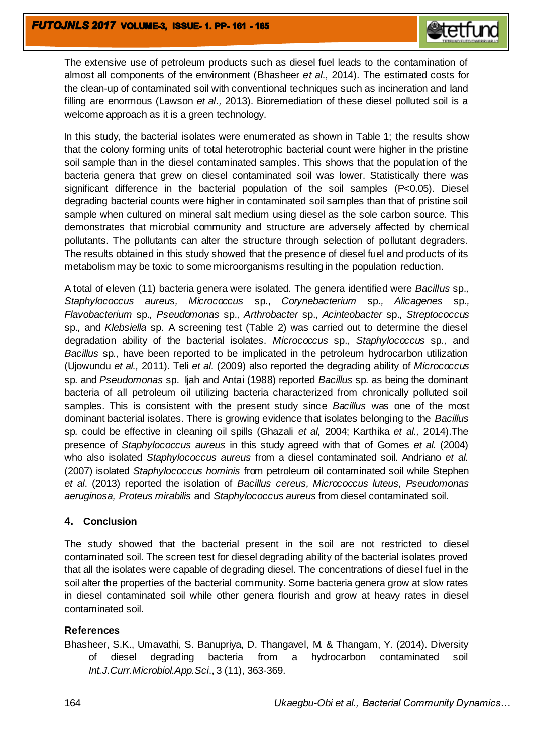The extensive use of petroleum products such as diesel fuel leads to the contamination of almost all components of the environment (Bhasheer *et al*., 2014). The estimated costs for the clean-up of contaminated soil with conventional techniques such as incineration and land filling are enormous (Lawson *et al*., 2013). Bioremediation of these diesel polluted soil is a welcome approach as it is a green technology.

In this study, the bacterial isolates were enumerated as shown in Table 1; the results show that the colony forming units of total heterotrophic bacterial count were higher in the pristine soil sample than in the diesel contaminated samples. This shows that the population of the bacteria genera that grew on diesel contaminated soil was lower. Statistically there was significant difference in the bacterial population of the soil samples ($P<0.05$). Diesel degrading bacterial counts were higher in contaminated soil samples than that of pristine soil sample when cultured on mineral salt medium using diesel as the sole carbon source. This demonstrates that microbial community and structure are adversely affected by chemical pollutants. The pollutants can alter the structure through selection of pollutant degraders. The results obtained in this study showed that the presence of diesel fuel and products of its metabolism may be toxic to some microorganisms resulting in the population reduction.

A total of eleven (11) bacteria genera were isolated. The genera identified were *Bacillus* sp., *Staphylococcus aureus*, *Micrococcus* sp., *Corynebacterium* sp., *Alicagenes* sp., *Flavobacterium* sp., *Pseudomonas* sp., *Arthrobacter* sp., *Acinteobacter* sp., *Streptococcus* sp., and *Klebsiella* sp. A screening test (Table 2) was carried out to determine the diesel degradation ability of the bacterial isolates. *Micrococcus* sp., *Staphylococcus* sp., and *Bacillus* sp., have been reported to be implicated in the petroleum hydrocarbon utilization (Ujowundu *et al.,* 2011). Teli *et al*. (2009) also reported the degrading ability of *Micrococcus* sp. and *Pseudomonas* sp. Ijah and Antai (1988) reported *Bacillus* sp. as being the dominant bacteria of all petroleum oil utilizing bacteria characterized from chronically polluted soil samples. This is consistent with the present study since *Bacillus* was one of the most dominant bacterial isolates. There is growing evidence that isolates belonging to the *Bacillus* sp. could be effective in cleaning oil spills (Ghazali *et al,* 2004; Karthika *et al.,* 2014).The presence of *Staphylococcus aureus* in this study agreed with that of Gomes *et al.* (2004) who also isolated *Staphylococcus aureus* from a diesel contaminated soil. Andriano *et al.* (2007) isolated *Staphylococcus hominis* from petroleum oil contaminated soil while Stephen *et al*. (2013) reported the isolation of *Bacillus cereus, Micrococcus luteus, Pseudomonas aeruginosa, Proteus mirabilis* and *Staphylococcus aureus* from diesel contaminated soil.

## 4. Conclusion

The study showed that the bacterial present in the soil are not restricted to diesel contaminated soil. The screen test for diesel degrading ability of the bacterial isolates proved that all the isolates were capable of degrading diesel. The concentrations of diesel fuel in the soil alter the properties of the bacterial community. Some bacteria genera grow at slow rates in diesel contaminated soil while other genera flourish and grow at heavy rates in diesel contaminated soil.

## References

Bhasheer, S.K., Umavathi, S. Banupriya, D. Thangavel, M. & Thangam, Y. (2014). Diversity of diesel degrading bacteria from a hydrocarbon contaminated soil *Int.J.Curr.Microbiol.App.Sci*., 3 (11), 363-369.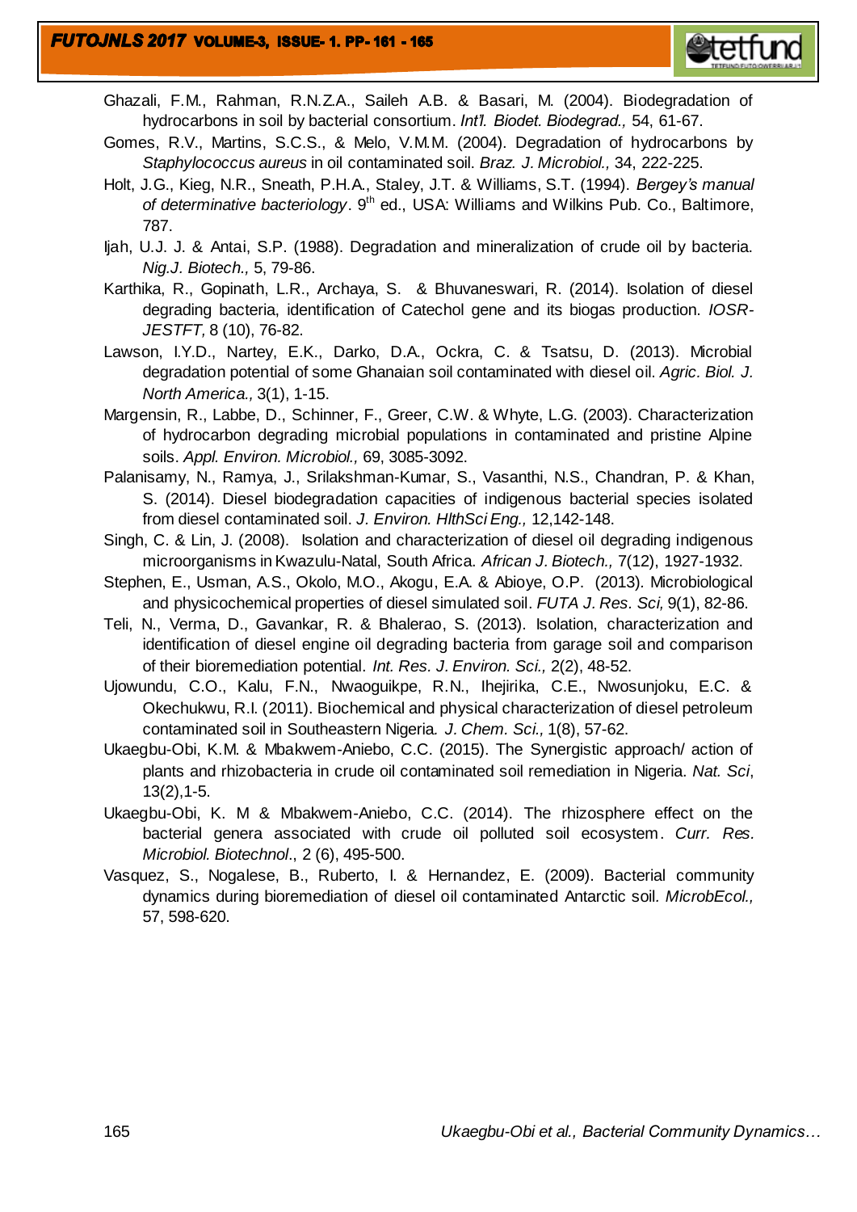Ghazali, F.M., Rahman, R.N.Z.A., Saileh A.B. & Basari, M. (2004). Biodegradation of hydrocarbons in soil by bacterial consortium. *Int'l. Biodet. Biodegrad.,* 54, 61-67.

Gomes, R.V., Martins, S.C.S., & Melo, V.M.M. (2004). Degradation of hydrocarbons by *Staphylococcus aureus* in oil contaminated soil. *Braz. J. Microbiol.,* 34, 222-225.

Holt, J.G., Kieg, N.R., Sneath, P.H.A., Staley, J.T. & Williams, S.T. (1994). *Bergey's manual of determinative bacteriology*. 9th ed., USA: Williams and Wilkins Pub. Co., Baltimore, 787.

Ijah, U.J. J. & Antai, S.P. (1988). Degradation and mineralization of crude oil by bacteria. *Nig.J. Biotech.,* 5, 79-86.

Karthika, R., Gopinath, L.R., Archaya, S. & Bhuvaneswari, R. (2014). Isolation of diesel degrading bacteria, identification of Catechol gene and its biogas production. *IOSR-JESTFT,* 8 (10), 76-82.

Lawson, I.Y.D., Nartey, E.K., Darko, D.A., Ockra, C. & Tsatsu, D. (2013). Microbial degradation potential of some Ghanaian soil contaminated with diesel oil. *Agric. Biol. J. North America.,* 3(1), 1-15.

Margensin, R., Labbe, D., Schinner, F., Greer, C.W. & Whyte, L.G. (2003). Characterization of hydrocarbon degrading microbial populations in contaminated and pristine Alpine soils. *Appl. Environ. Microbiol.,* 69, 3085-3092.

Palanisamy, N., Ramya, J., Srilakshman-Kumar, S., Vasanthi, N.S., Chandran, P. & Khan, S. (2014). Diesel biodegradation capacities of indigenous bacterial species isolated from diesel contaminated soil. *J. Environ. HlthSci Eng.,* 12,142-148.

Singh, C. & Lin, J. (2008). Isolation and characterization of diesel oil degrading indigenous microorganisms in Kwazulu-Natal, South Africa. *African J. Biotech.,* 7(12), 1927-1932.

Stephen, E., Usman, A.S., Okolo, M.O., Akogu, E.A. & Abioye, O.P. (2013). Microbiological and physicochemical properties of diesel simulated soil. *FUTA J. Res. Sci,* 9(1), 82-86.

Teli, N., Verma, D., Gavankar, R. & Bhalerao, S. (2013). Isolation, characterization and identification of diesel engine oil degrading bacteria from garage soil and comparison of their bioremediation potential. *Int. Res. J. Environ. Sci.,* 2(2), 48-52.

Ujowundu, C.O., Kalu, F.N., Nwaoguikpe, R.N., Ihejirika, C.E., Nwosunjoku, E.C. & Okechukwu, R.I. (2011). Biochemical and physical characterization of diesel petroleum contaminated soil in Southeastern Nigeria. *J. Chem. Sci.,* 1(8), 57-62.

Ukaegbu-Obi, K.M. & Mbakwem-Aniebo, C.C. (2015). The Synergistic approach/ action of plants and rhizobacteria in crude oil contaminated soil remediation in Nigeria. *Nat. Sci*, 13(2),1-5.

Ukaegbu-Obi, K. M & Mbakwem-Aniebo, C.C. (2014). The rhizosphere effect on the bacterial genera associated with crude oil polluted soil ecosystem. *Curr. Res. Microbiol. Biotechnol*., 2 (6), 495-500.

Vasquez, S., Nogalese, B., Ruberto, I. & Hernandez, E. (2009). Bacterial community dynamics during bioremediation of diesel oil contaminated Antarctic soil. *MicrobEcol.,* 57, 598-620.